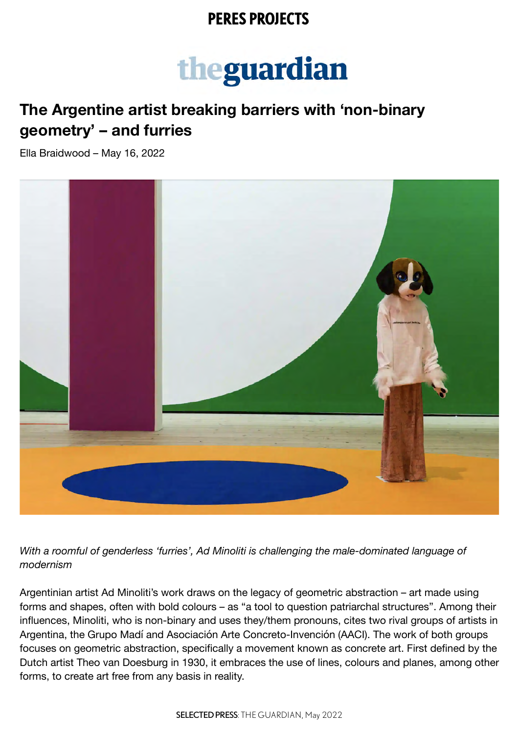PERES PROJECTS

theguardian

# The Argentine artist breaking barriers with 'non-binary geometry' – and furries

Ella Braidwood – May 16, 2022

*With a roomful of genderless 'furries', Ad Minoliti is challenging the male-dominated language of modernism*

Argentinian artist Ad Minoliti's work draws on the legacy of geometric abstraction – art made using forms and shapes, often with bold colours – as "a tool to question patriarchal structures". Among their influences, Minoliti, who is non-binary and uses they/them pronouns, cites two rival groups of artists in Argentina, the Grupo Madí and Asociación Arte Concreto-Invención (AACI). The work of both groups focuses on geometric abstraction, specifically a movement known as concrete art. First defined by the Dutch artist Theo van Doesburg in 1930, it embraces the use of lines, colours and planes, among other forms, to create art free from any basis in reality.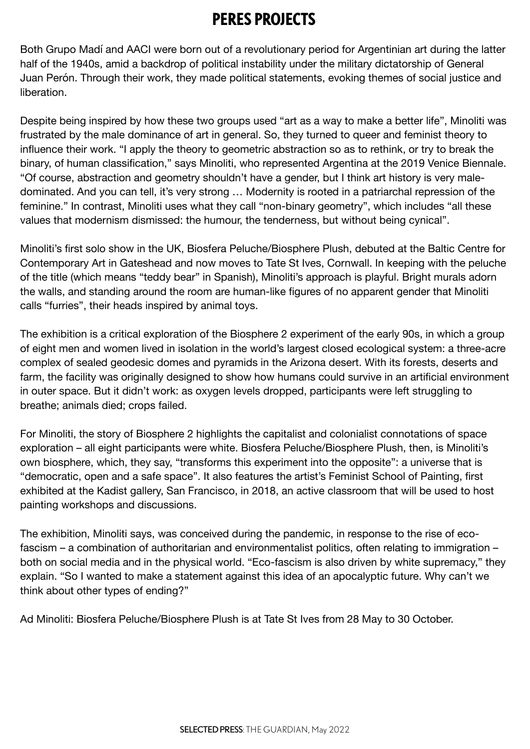Both Grupo Madí and AACI were born out of a revolutionary period for Argentinian art during the latter half of the 1940s, amid a backdrop of political instability under the military dictatorship of General Juan Perón. Through their work, they made political statements, evoking themes of social justice and liberation.

Despite being inspired by how these two groups used "art as a way to make a better life", Minoliti was frustrated by the male dominance of art in general. So, they turned to queer and feminist theory to influence their work. "I apply the theory to geometric abstraction so as to rethink, or try to break the binary, of human classification," says Minoliti, who represented Argentina at the 2019 Venice Biennale. "Of course, abstraction and geometry shouldn't have a gender, but I think art history is very male-dominated. And you can tell, it's very strong … Modernity is rooted in a patriarchal repression of the feminine." In contrast, Minoliti uses what they call "non-binary geometry", which includes "all these values that modernism dismissed: the humour, the tenderness, but without being cynical".

Minoliti's first solo show in the UK, Biosfera Peluche/Biosphere Plush, debuted at the Baltic Centre for Contemporary Art in Gateshead and now moves to Tate St Ives, Cornwall. In keeping with the peluche of the title (which means "teddy bear" in Spanish), Minoliti's approach is playful. Bright murals adorn the walls, and standing around the room are human-like figures of no apparent gender that Minoliti calls "furries", their heads inspired by animal toys.

The exhibition is a critical exploration of the Biosphere 2 experiment of the early 90s, in which a group of eight men and women lived in isolation in the world's largest closed ecological system: a three-acre complex of sealed geodesic domes and pyramids in the Arizona desert. With its forests, deserts and farm, the facility was originally designed to show how humans could survive in an artificial environment in outer space. But it didn't work: as oxygen levels dropped, participants were left struggling to breathe; animals died; crops failed.

For Minoliti, the story of Biosphere 2 highlights the capitalist and colonialist connotations of space exploration – all eight participants were white. Biosfera Peluche/Biosphere Plush, then, is Minoliti's own biosphere, which, they say, "transforms this experiment into the opposite": a universe that is "democratic, open and a safe space". It also features the artist's Feminist School of Painting, first exhibited at the Kadist gallery, San Francisco, in 2018, an active classroom that will be used to host painting workshops and discussions.

The exhibition, Minoliti says, was conceived during the pandemic, in response to the rise of eco-fascism – a combination of authoritarian and environmentalist politics, often relating to immigration – both on social media and in the physical world. "Eco-fascism is also driven by white supremacy," they explain. "So I wanted to make a statement against this idea of an apocalyptic future. Why can't we think about other types of ending?"

Ad Minoliti: Biosfera Peluche/Biosphere Plush is at Tate St Ives from 28 May to 30 October.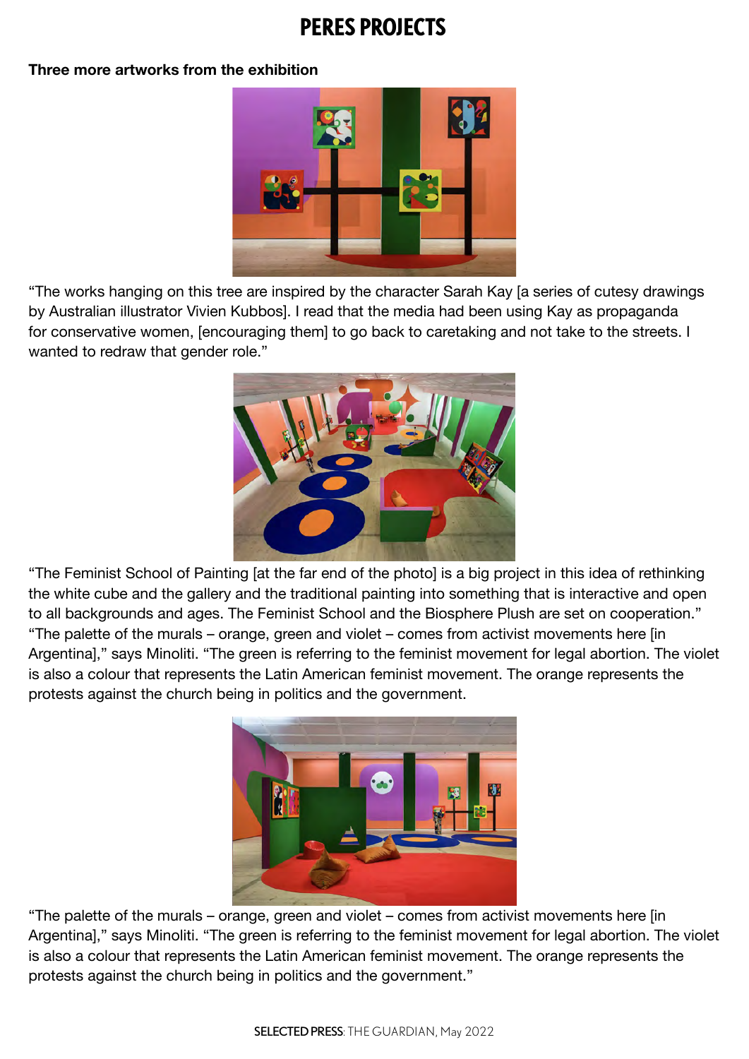**Three more artworks from the exhibition**

“The works hanging on this tree are inspired by the character Sarah Kay [a series of cutesy drawings by Australian illustrator Vivien Kubbos]. I read that the media had been using Kay as propaganda for conservative women, [encouraging them] to go back to caretaking and not take to the streets. I wanted to redraw that gender role.”

“The Feminist School of Painting [at the far end of the photo] is a big project in this idea of rethinking the white cube and the gallery and the traditional painting into something that is interactive and open to all backgrounds and ages. The Feminist School and the Biosphere Plush are set on cooperation.” “The palette of the murals – orange, green and violet – comes from activist movements here [in Argentina],” says Minoliti. “The green is referring to the feminist movement for legal abortion. The violet is also a colour that represents the Latin American feminist movement. The orange represents the protests against the church being in politics and the government.

“The palette of the murals – orange, green and violet – comes from activist movements here [in Argentina],” says Minoliti. “The green is referring to the feminist movement for legal abortion. The violet is also a colour that represents the Latin American feminist movement. The orange represents the protests against the church being in politics and the government.”

**SELECTED PRESS**: THE GUARDIAN, May 2022